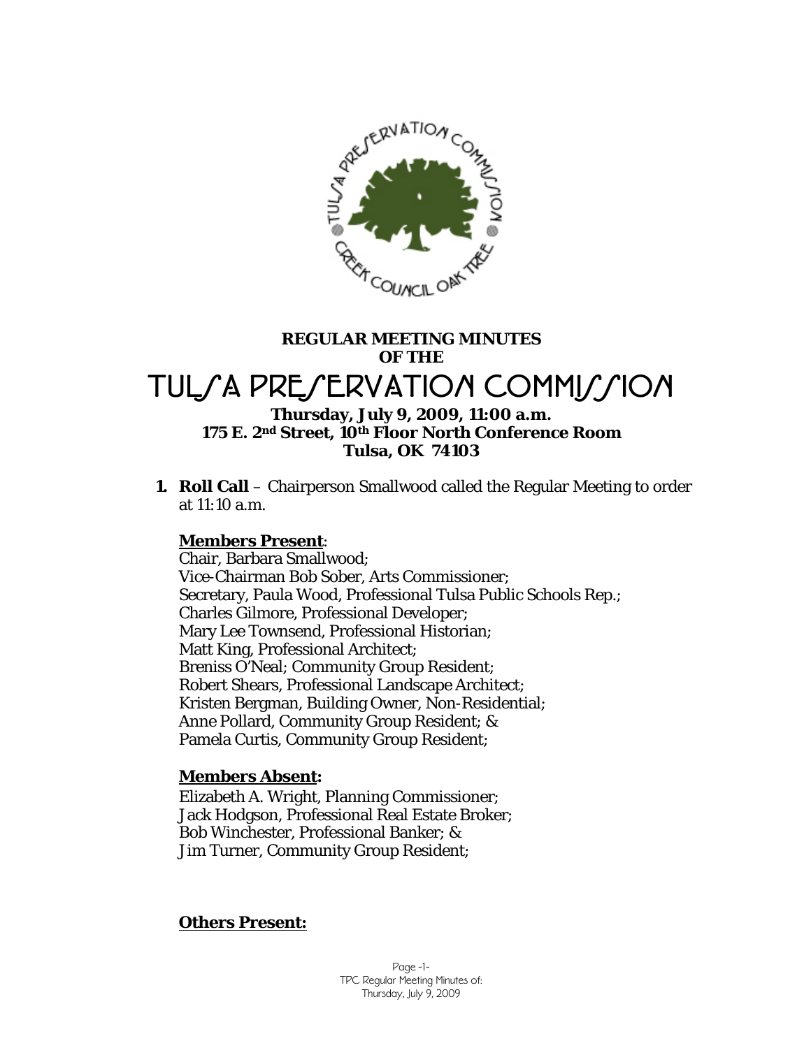**REGULAR MEETING MINUTES OF THE**

# TULSA PRESERVATION COMMISSION

**Thursday, July 9, 2009, 11:00 a.m.**
**175 E. 2nd Street, 10th Floor North Conference Room**
**Tulsa, OK 74103**

1. **Roll Call** – Chairperson Smallwood called the Regular Meeting to order at 11:10 a.m.

   **Members Present**:
   Chair, Barbara Smallwood;
   Vice-Chairman Bob Sober, Arts Commissioner;
   Secretary, Paula Wood, Professional Tulsa Public Schools Rep.;
   Charles Gilmore, Professional Developer;
   Mary Lee Townsend, Professional Historian;
   Matt King, Professional Architect;
   Breniss O'Neal; Community Group Resident;
   Robert Shears, Professional Landscape Architect;
   Kristen Bergman, Building Owner, Non-Residential;
   Anne Pollard, Community Group Resident; &
   Pamela Curtis, Community Group Resident;

   **Members Absent:**
   Elizabeth A. Wright, Planning Commissioner;
   Jack Hodgson, Professional Real Estate Broker;
   Bob Winchester, Professional Banker; &
   Jim Turner, Community Group Resident;

   **Others Present:**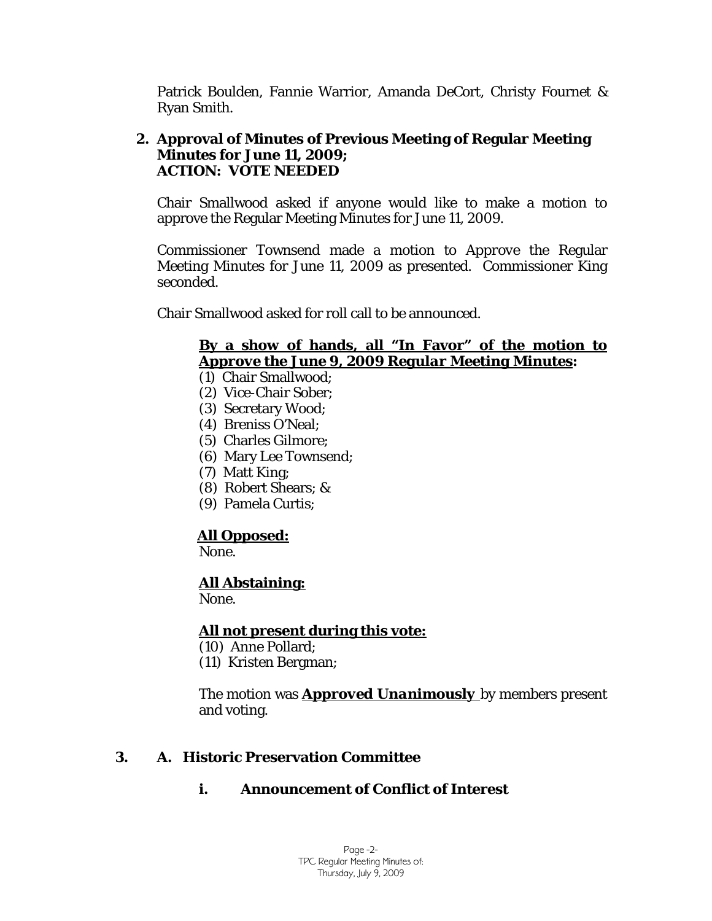Patrick Boulden, Fannie Warrior, Amanda DeCort, Christy Fournet & Ryan Smith.

**2. Approval of Minutes of Previous Meeting of Regular Meeting Minutes for June 11, 2009; ACTION: VOTE NEEDED**

Chair Smallwood asked if anyone would like to make a motion to approve the Regular Meeting Minutes for June 11, 2009.

Commissioner Townsend made a motion to Approve the Regular Meeting Minutes for June 11, 2009 as presented. Commissioner King seconded.

Chair Smallwood asked for roll call to be announced.

**By a show of hands, all "In Favor" of the motion to *Approve the June 9, 2009 Regular Meeting Minutes*:**

(1) Chair Smallwood;
(2) Vice-Chair Sober;
(3) Secretary Wood;
(4) Breniss O'Neal;
(5) Charles Gilmore;
(6) Mary Lee Townsend;
(7) Matt King;
(8) Robert Shears; &
(9) Pamela Curtis;

**All Opposed:**
None.

**All Abstaining:**
None.

**All not present during this vote:**
(10) Anne Pollard;
(11) Kristen Bergman;

The motion was ***Approved Unanimously*** by members present and voting.

**3. A. Historic Preservation Committee**

**i. Announcement of Conflict of Interest**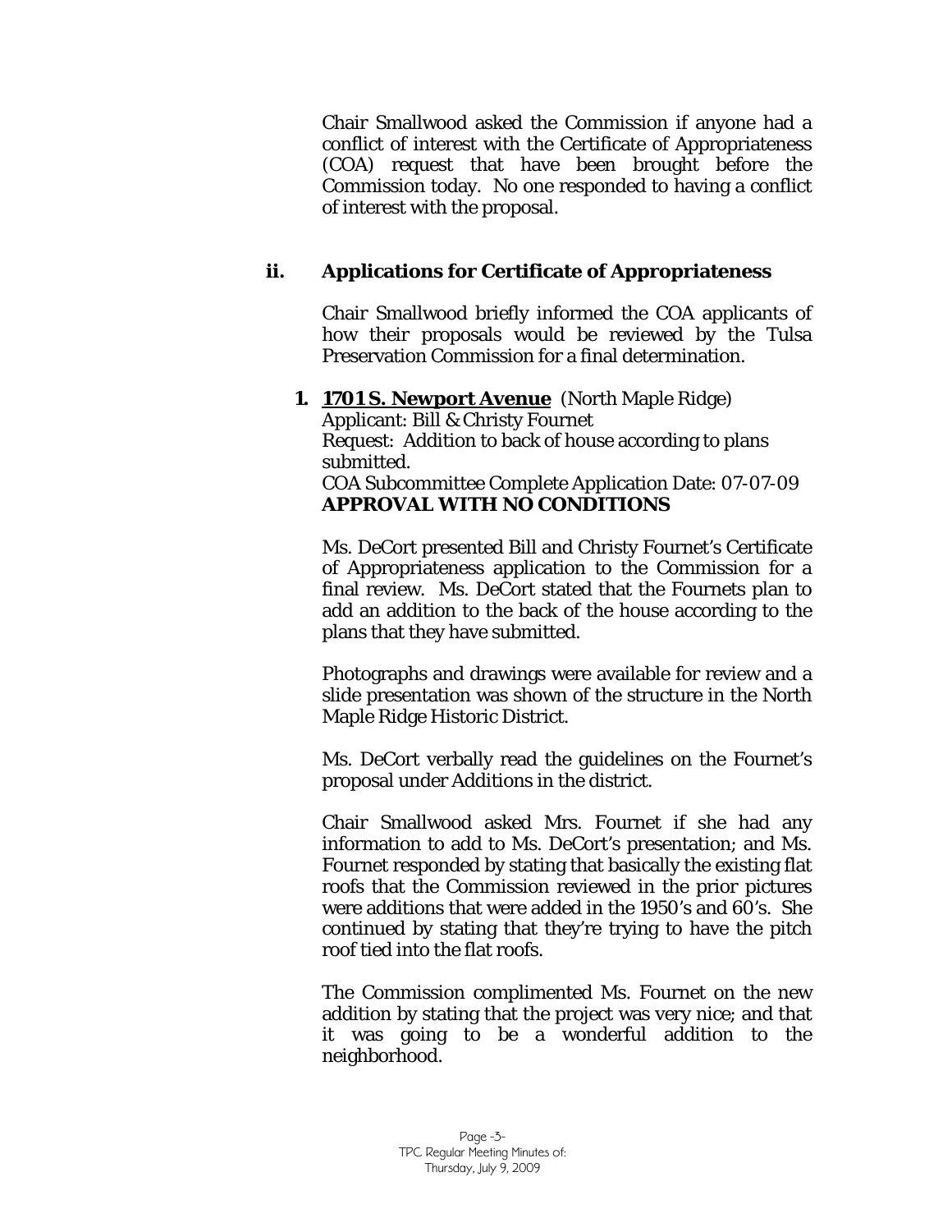Chair Smallwood asked the Commission if anyone had a conflict of interest with the Certificate of Appropriateness (COA) request that have been brought before the Commission today. No one responded to having a conflict of interest with the proposal.

### ii. Applications for Certificate of Appropriateness

Chair Smallwood briefly informed the COA applicants of how their proposals would be reviewed by the Tulsa Preservation Commission for a final determination.

**1. <u>1701 S. Newport Avenue</u>** (North Maple Ridge)
Applicant: Bill & Christy Fournet
Request: Addition to back of house according to plans submitted.
COA Subcommittee Complete Application Date: 07-07-09
**APPROVAL WITH NO CONDITIONS**

Ms. DeCort presented Bill and Christy Fournet's Certificate of Appropriateness application to the Commission for a final review. Ms. DeCort stated that the Fournets plan to add an addition to the back of the house according to the plans that they have submitted.

Photographs and drawings were available for review and a slide presentation was shown of the structure in the North Maple Ridge Historic District.

Ms. DeCort verbally read the guidelines on the Fournet's proposal under Additions in the district.

Chair Smallwood asked Mrs. Fournet if she had any information to add to Ms. DeCort's presentation; and Ms. Fournet responded by stating that basically the existing flat roofs that the Commission reviewed in the prior pictures were additions that were added in the 1950's and 60's. She continued by stating that they're trying to have the pitch roof tied into the flat roofs.

The Commission complimented Ms. Fournet on the new addition by stating that the project was very nice; and that it was going to be a wonderful addition to the neighborhood.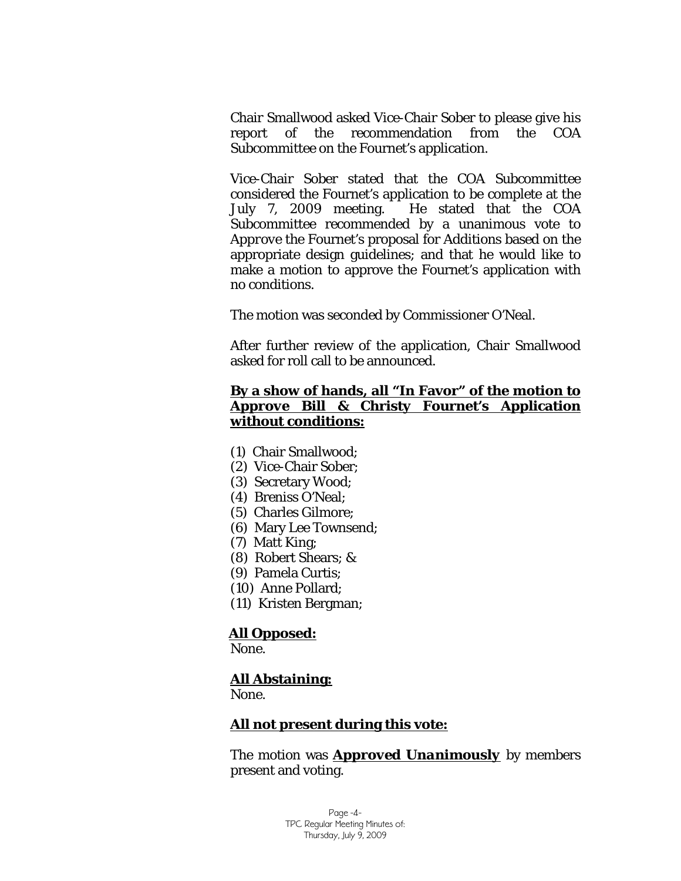Chair Smallwood asked Vice-Chair Sober to please give his report of the recommendation from the COA Subcommittee on the Fournet's application.

Vice-Chair Sober stated that the COA Subcommittee considered the Fournet's application to be complete at the July 7, 2009 meeting. He stated that the COA Subcommittee recommended by a unanimous vote to *Approve* the Fournet's proposal for Additions based on the appropriate design guidelines; and that he would like to make a motion to approve the Fournet's application with no conditions.

The motion was seconded by Commissioner O'Neal.

After further review of the application, Chair Smallwood asked for roll call to be announced.

**By a show of hands, all "In Favor" of the motion to Approve Bill & Christy Fournet's Application without conditions:**

(1) Chair Smallwood;
(2) Vice-Chair Sober;
(3) Secretary Wood;
(4) Breniss O'Neal;
(5) Charles Gilmore;
(6) Mary Lee Townsend;
(7) Matt King;
(8) Robert Shears; &
(9) Pamela Curtis;
(10) Anne Pollard;
(11) Kristen Bergman;

**All Opposed:**
None.

**All Abstaining:**
None.

**All not present during this vote:**

The motion was ***Approved Unanimously*** by members present and voting.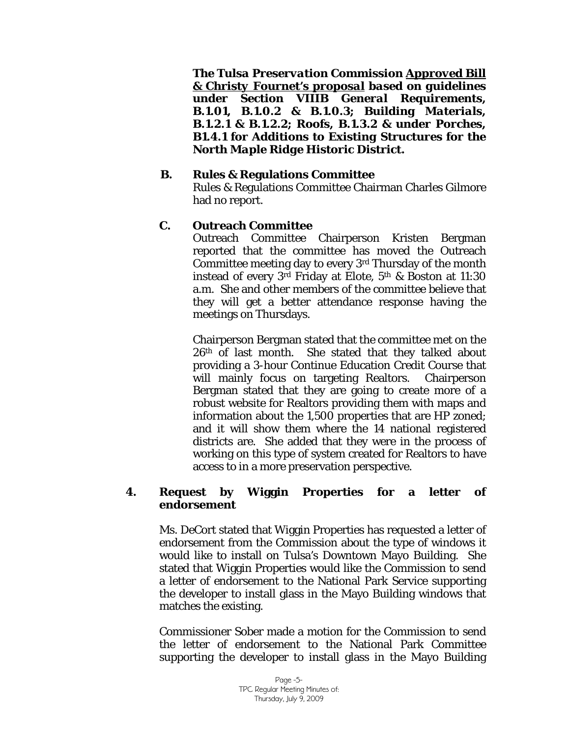***The Tulsa Preservation Commission <u>Approved Bill & Christy Fournet's proposal</u> based on guidelines under Section VIIIB General Requirements, B.1.01, B.1.0.2 & B.1.0.3; Building Materials, B.1.2.1 & B.1.2.2; Roofs, B.1.3.2 & under Porches, B1.4.1 for Additions to Existing Structures for the North Maple Ridge Historic District.***

**B. Rules & Regulations Committee**

Rules & Regulations Committee Chairman Charles Gilmore had no report.

**C. Outreach Committee**

Outreach Committee Chairperson Kristen Bergman reported that the committee has moved the Outreach Committee meeting day to every 3rd Thursday of the month instead of every 3rd Friday at Elote, 5th & Boston at 11:30 a.m. She and other members of the committee believe that they will get a better attendance response having the meetings on Thursdays.

Chairperson Bergman stated that the committee met on the 26th of last month. She stated that they talked about providing a 3-hour Continue Education Credit Course that will mainly focus on targeting Realtors. Chairperson Bergman stated that they are going to create more of a robust website for Realtors providing them with maps and information about the 1,500 properties that are HP zoned; and it will show them where the 14 national registered districts are. She added that they were in the process of working on this type of system created for Realtors to have access to in a more preservation perspective.

**4. Request by Wiggin Properties for a letter of endorsement**

Ms. DeCort stated that Wiggin Properties has requested a letter of endorsement from the Commission about the type of windows it would like to install on Tulsa's Downtown Mayo Building. She stated that Wiggin Properties would like the Commission to send a letter of endorsement to the National Park Service supporting the developer to install glass in the Mayo Building windows that matches the existing.

Commissioner Sober made a motion for the Commission to send the letter of endorsement to the National Park Committee supporting the developer to install glass in the Mayo Building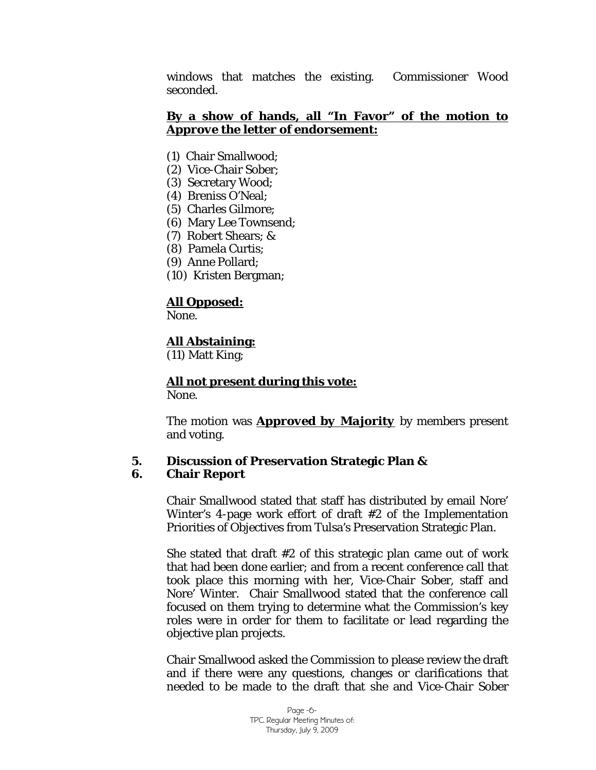windows that matches the existing. Commissioner Wood seconded.

**By a show of hands, all "In Favor" of the motion to Approve the letter of endorsement:**

(1) Chair Smallwood;
(2) Vice-Chair Sober;
(3) Secretary Wood;
(4) Breniss O'Neal;
(5) Charles Gilmore;
(6) Mary Lee Townsend;
(7) Robert Shears; &
(8) Pamela Curtis;
(9) Anne Pollard;
(10) Kristen Bergman;

**All Opposed:**
None.

**All Abstaining:**
(11) Matt King;

**All not present during this vote:**
None.

The motion was **Approved by Majority** by members present and voting.

**5. Discussion of Preservation Strategic Plan &**
**6. Chair Report**

Chair Smallwood stated that staff has distributed by email Nore' Winter's 4-page work effort of draft #2 of the Implementation Priorities of Objectives from Tulsa's Preservation Strategic Plan.

She stated that draft #2 of this strategic plan came out of work that had been done earlier; and from a recent conference call that took place this morning with her, Vice-Chair Sober, staff and Nore' Winter. Chair Smallwood stated that the conference call focused on them trying to determine what the Commission's key roles were in order for them to facilitate or lead regarding the objective plan projects.

Chair Smallwood asked the Commission to please review the draft and if there were any questions, changes or clarifications that needed to be made to the draft that she and Vice-Chair Sober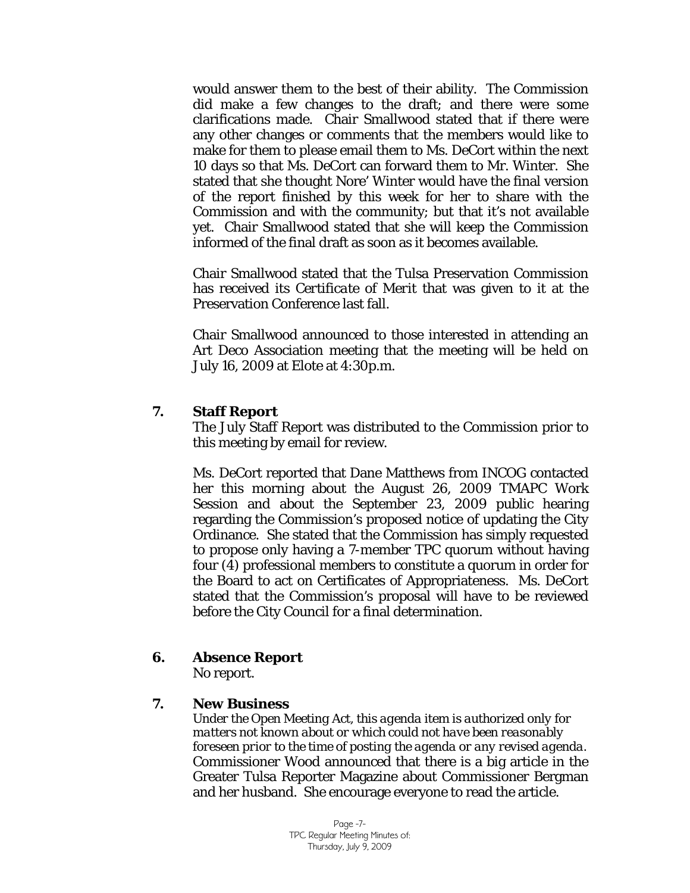would answer them to the best of their ability. The Commission did make a few changes to the draft; and there were some clarifications made. Chair Smallwood stated that if there were any other changes or comments that the members would like to make for them to please email them to Ms. DeCort within the next 10 days so that Ms. DeCort can forward them to Mr. Winter. She stated that she thought Nore' Winter would have the final version of the report finished by this week for her to share with the Commission and with the community; but that it's not available yet. Chair Smallwood stated that she will keep the Commission informed of the final draft as soon as it becomes available.

Chair Smallwood stated that the Tulsa Preservation Commission has received its *Certificate of Merit* that was given to it at the Preservation Conference last fall.

Chair Smallwood announced to those interested in attending an Art Deco Association meeting that the meeting will be held on July 16, 2009 at Elote at 4:30p.m.

**7. Staff Report**

The July Staff Report was distributed to the Commission prior to this meeting by email for review.

Ms. DeCort reported that Dane Matthews from INCOG contacted her this morning about the August 26, 2009 TMAPC Work Session and about the September 23, 2009 public hearing regarding the Commission's proposed notice of updating the City Ordinance. She stated that the Commission has simply requested to propose only having a 7-member TPC quorum without having four (4) professional members to constitute a quorum in order for the Board to act on Certificates of Appropriateness. Ms. DeCort stated that the Commission's proposal will have to be reviewed before the City Council for a final determination.

**6. Absence Report**

No report.

**7. New Business**

*Under the Open Meeting Act, this agenda item is authorized only for matters not known about or which could not have been reasonably foreseen prior to the time of posting the agenda or any revised agenda.*

Commissioner Wood announced that there is a big article in the Greater Tulsa Reporter Magazine about Commissioner Bergman and her husband. She encourage everyone to read the article.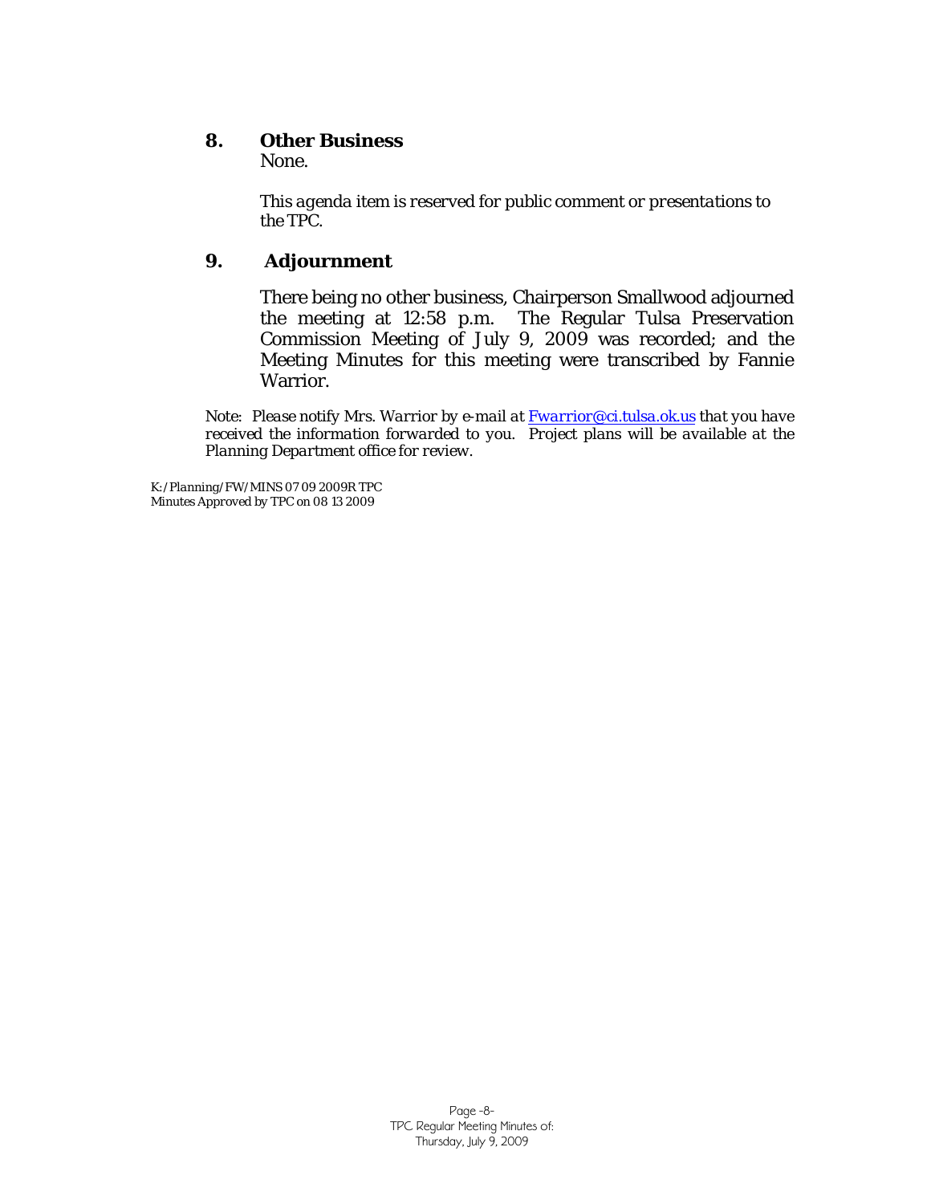## 8. Other Business

None.

*This agenda item is reserved for public comment or presentations to the TPC.*

## 9. Adjournment

There being no other business, Chairperson Smallwood adjourned the meeting at 12:58 p.m. The Regular Tulsa Preservation Commission Meeting of July 9, 2009 was recorded; and the Meeting Minutes for this meeting were transcribed by Fannie Warrior.

*Note: Please notify Mrs. Warrior by e-mail at [Fwarrior@ci.tulsa.ok.us](mailto:Fwarrior@ci.tulsa.ok.us) that you have received the information forwarded to you. Project plans will be available at the Planning Department office for review.*

*K:/Planning/FW/MINS 07 09 2009R TPC*
*Minutes Approved by TPC on 08 13 2009*